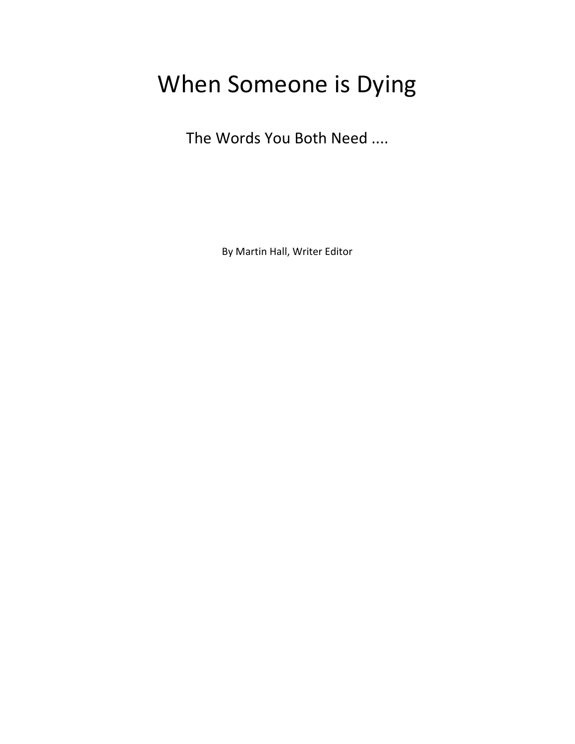# When Someone is Dying

## The Words You Both Need ....

By Martin Hall, Writer Editor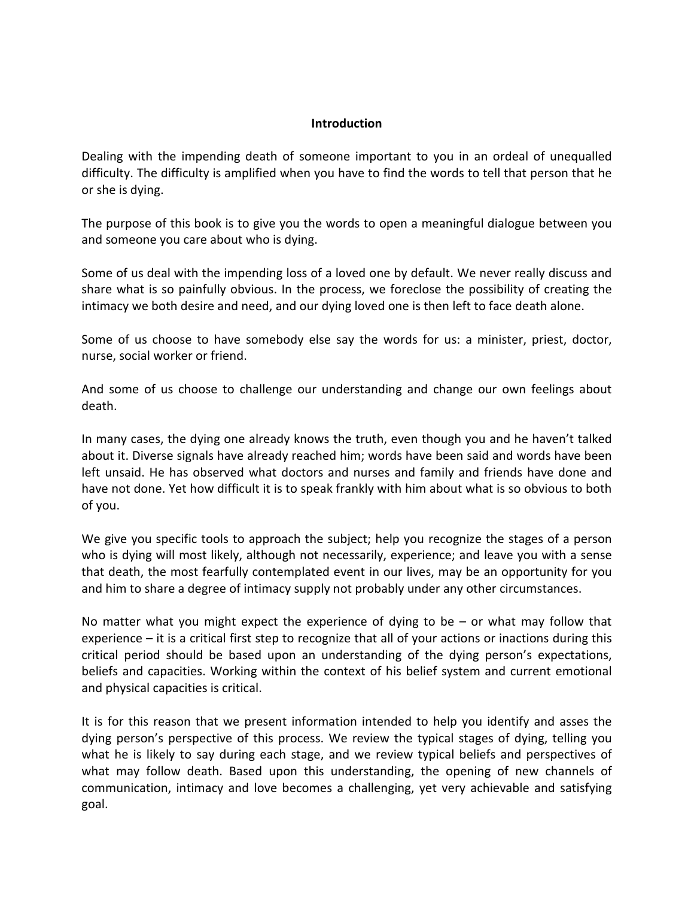**Introduction**

Dealing with the impending death of someone important to you in an ordeal of unequalled difficulty. The difficulty is amplified when you have to find the words to tell that person that he or she is dying.

The purpose of this book is to give you the words to open a meaningful dialogue between you and someone you care about who is dying.

Some of us deal with the impending loss of a loved one by default. We never really discuss and share what is so painfully obvious. In the process, we foreclose the possibility of creating the intimacy we both desire and need, and our dying loved one is then left to face death alone.

Some of us choose to have somebody else say the words for us: a minister, priest, doctor, nurse, social worker or friend.

And some of us choose to challenge our understanding and change our own feelings about death.

In many cases, the dying one already knows the truth, even though you and he haven't talked about it. Diverse signals have already reached him; words have been said and words have been left unsaid. He has observed what doctors and nurses and family and friends have done and have not done. Yet how difficult it is to speak frankly with him about what is so obvious to both of you.

We give you specific tools to approach the subject; help you recognize the stages of a person who is dying will most likely, although not necessarily, experience; and leave you with a sense that death, the most fearfully contemplated event in our lives, may be an opportunity for you and him to share a degree of intimacy supply not probably under any other circumstances.

No matter what you might expect the experience of dying to be – or what may follow that experience – it is a critical first step to recognize that all of your actions or inactions during this critical period should be based upon an understanding of the dying person's expectations, beliefs and capacities. Working within the context of his belief system and current emotional and physical capacities is critical.

It is for this reason that we present information intended to help you identify and asses the dying person's perspective of this process. We review the typical stages of dying, telling you what he is likely to say during each stage, and we review typical beliefs and perspectives of what may follow death. Based upon this understanding, the opening of new channels of communication, intimacy and love becomes a challenging, yet very achievable and satisfying goal.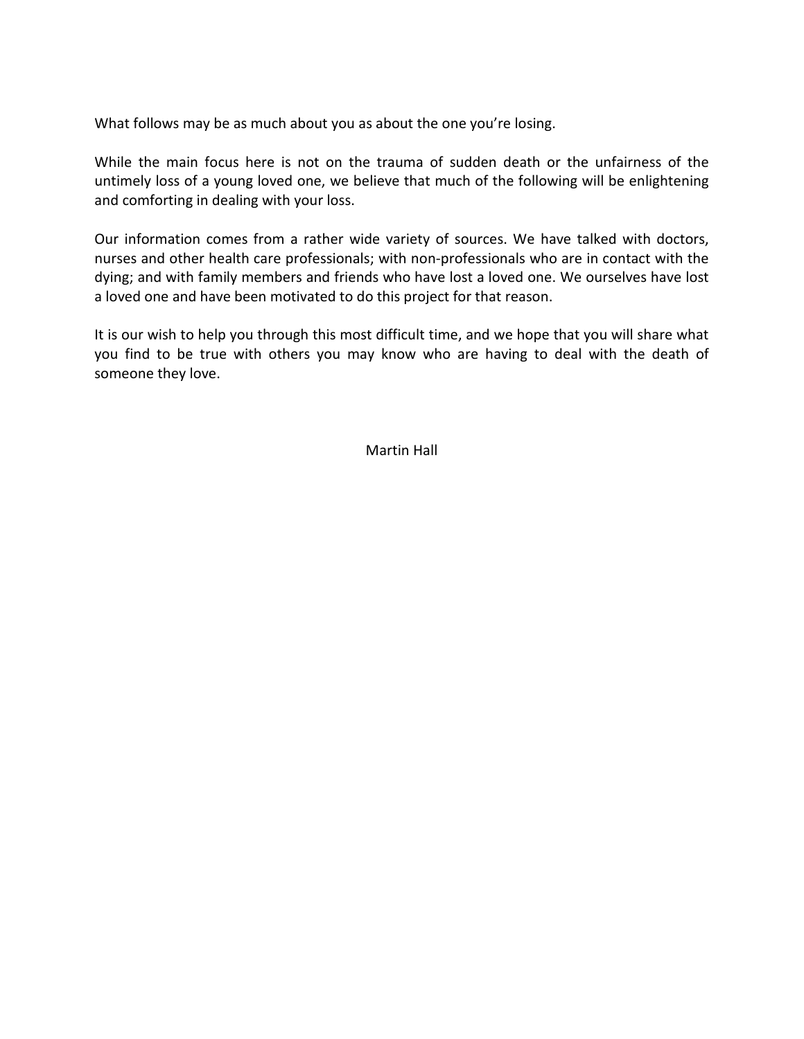What follows may be as much about you as about the one you're losing.

While the main focus here is not on the trauma of sudden death or the unfairness of the untimely loss of a young loved one, we believe that much of the following will be enlightening and comforting in dealing with your loss.

Our information comes from a rather wide variety of sources. We have talked with doctors, nurses and other health care professionals; with non-professionals who are in contact with the dying; and with family members and friends who have lost a loved one. We ourselves have lost a loved one and have been motivated to do this project for that reason.

It is our wish to help you through this most difficult time, and we hope that you will share what you find to be true with others you may know who are having to deal with the death of someone they love.

Martin Hall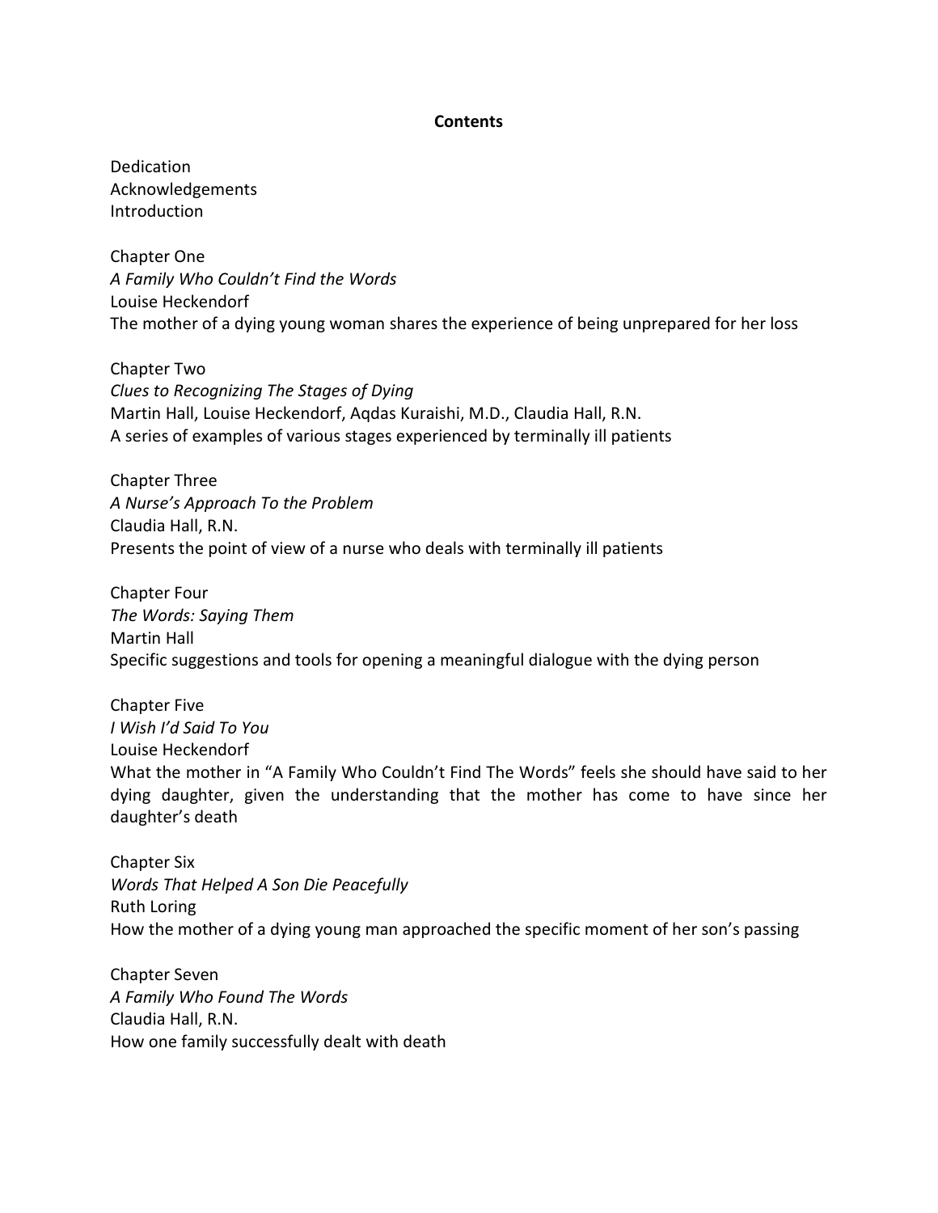**Contents**

Dedication
Acknowledgements
Introduction

Chapter One
*A Family Who Couldn't Find the Words*
Louise Heckendorf
The mother of a dying young woman shares the experience of being unprepared for her loss

Chapter Two
*Clues to Recognizing The Stages of Dying*
Martin Hall, Louise Heckendorf, Aqdas Kuraishi, M.D., Claudia Hall, R.N.
A series of examples of various stages experienced by terminally ill patients

Chapter Three
*A Nurse's Approach To the Problem*
Claudia Hall, R.N.
Presents the point of view of a nurse who deals with terminally ill patients

Chapter Four
*The Words: Saying Them*
Martin Hall
Specific suggestions and tools for opening a meaningful dialogue with the dying person

Chapter Five
*I Wish I'd Said To You*
Louise Heckendorf
What the mother in "A Family Who Couldn't Find The Words" feels she should have said to her dying daughter, given the understanding that the mother has come to have since her daughter's death

Chapter Six
*Words That Helped A Son Die Peacefully*
Ruth Loring
How the mother of a dying young man approached the specific moment of her son's passing

Chapter Seven
*A Family Who Found The Words*
Claudia Hall, R.N.
How one family successfully dealt with death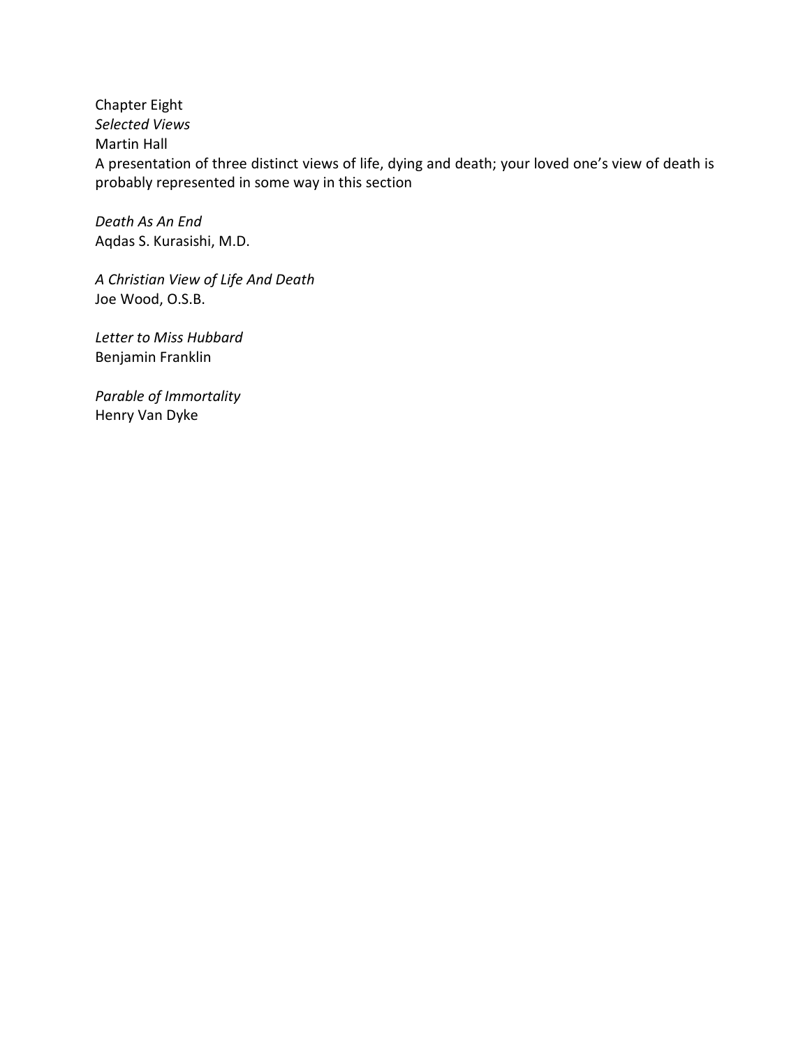Chapter Eight
*Selected Views*
Martin Hall
A presentation of three distinct views of life, dying and death; your loved one's view of death is probably represented in some way in this section

*Death As An End*
Aqdas S. Kurasishi, M.D.

*A Christian View of Life And Death*
Joe Wood, O.S.B.

*Letter to Miss Hubbard*
Benjamin Franklin

*Parable of Immortality*
Henry Van Dyke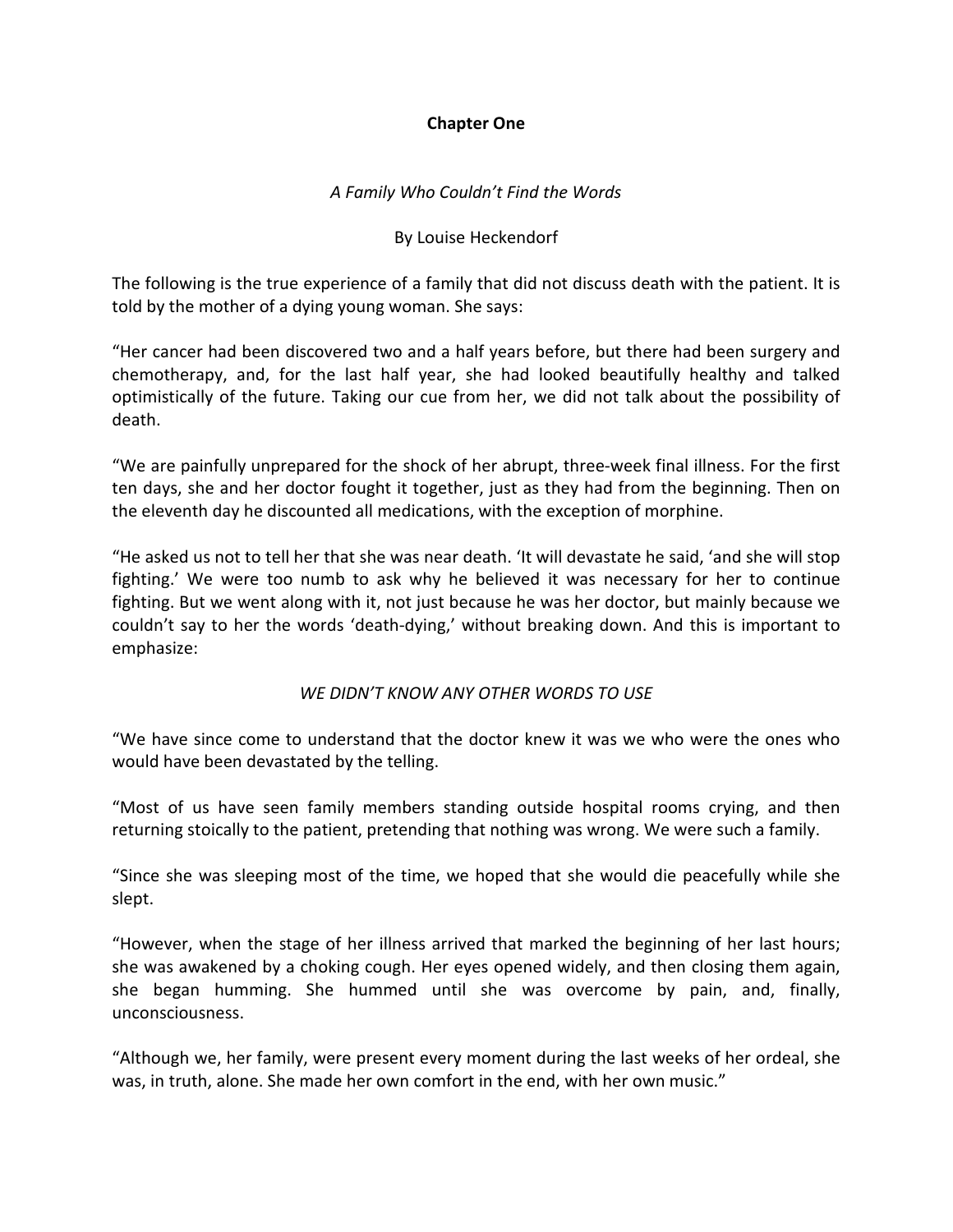**Chapter One**

*A Family Who Couldn't Find the Words*

By Louise Heckendorf

The following is the true experience of a family that did not discuss death with the patient. It is told by the mother of a dying young woman. She says:

"Her cancer had been discovered two and a half years before, but there had been surgery and chemotherapy, and, for the last half year, she had looked beautifully healthy and talked optimistically of the future. Taking our cue from her, we did not talk about the possibility of death.

"We are painfully unprepared for the shock of her abrupt, three-week final illness. For the first ten days, she and her doctor fought it together, just as they had from the beginning. Then on the eleventh day he discounted all medications, with the exception of morphine.

"He asked us not to tell her that she was near death. 'It will devastate he said, 'and she will stop fighting.' We were too numb to ask why he believed it was necessary for her to continue fighting. But we went along with it, not just because he was her doctor, but mainly because we couldn't say to her the words 'death-dying,' without breaking down. And this is important to emphasize:

*WE DIDN'T KNOW ANY OTHER WORDS TO USE*

"We have since come to understand that the doctor knew it was we who were the ones who would have been devastated by the telling.

"Most of us have seen family members standing outside hospital rooms crying, and then returning stoically to the patient, pretending that nothing was wrong. We were such a family.

"Since she was sleeping most of the time, we hoped that she would die peacefully while she slept.

"However, when the stage of her illness arrived that marked the beginning of her last hours; she was awakened by a choking cough. Her eyes opened widely, and then closing them again, she began humming. She hummed until she was overcome by pain, and, finally, unconsciousness.

"Although we, her family, were present every moment during the last weeks of her ordeal, she was, in truth, alone. She made her own comfort in the end, with her own music."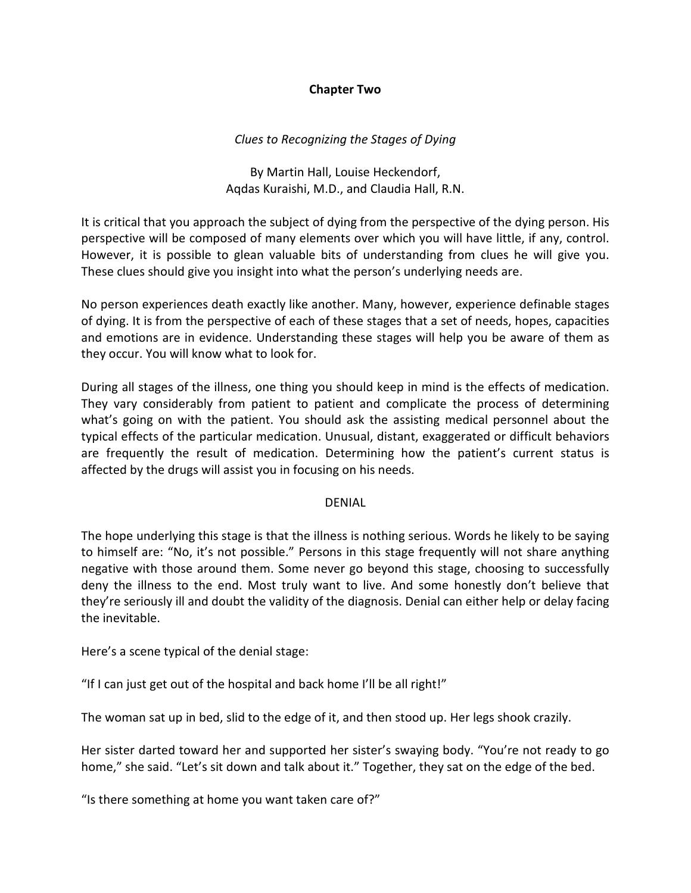## Chapter Two

*Clues to Recognizing the Stages of Dying*

By Martin Hall, Louise Heckendorf,
Aqdas Kuraishi, M.D., and Claudia Hall, R.N.

It is critical that you approach the subject of dying from the perspective of the dying person. His perspective will be composed of many elements over which you will have little, if any, control. However, it is possible to glean valuable bits of understanding from clues he will give you. These clues should give you insight into what the person's underlying needs are.

No person experiences death exactly like another. Many, however, experience definable stages of dying. It is from the perspective of each of these stages that a set of needs, hopes, capacities and emotions are in evidence. Understanding these stages will help you be aware of them as they occur. You will know what to look for.

During all stages of the illness, one thing you should keep in mind is the effects of medication. They vary considerably from patient to patient and complicate the process of determining what's going on with the patient. You should ask the assisting medical personnel about the typical effects of the particular medication. Unusual, distant, exaggerated or difficult behaviors are frequently the result of medication. Determining how the patient's current status is affected by the drugs will assist you in focusing on his needs.

### DENIAL

The hope underlying this stage is that the illness is nothing serious. Words he likely to be saying to himself are: "No, it's not possible." Persons in this stage frequently will not share anything negative with those around them. Some never go beyond this stage, choosing to successfully deny the illness to the end. Most truly want to live. And some honestly don't believe that they're seriously ill and doubt the validity of the diagnosis. Denial can either help or delay facing the inevitable.

Here's a scene typical of the denial stage:

"If I can just get out of the hospital and back home I'll be all right!"

The woman sat up in bed, slid to the edge of it, and then stood up. Her legs shook crazily.

Her sister darted toward her and supported her sister's swaying body. "You're not ready to go home," she said. "Let's sit down and talk about it." Together, they sat on the edge of the bed.

"Is there something at home you want taken care of?"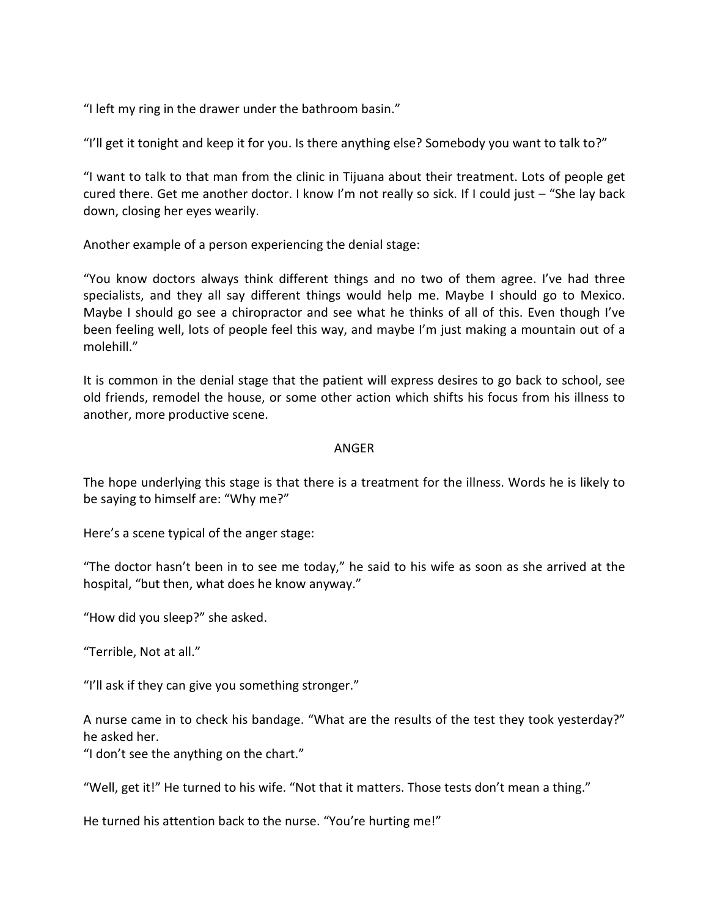"I left my ring in the drawer under the bathroom basin."

"I'll get it tonight and keep it for you. Is there anything else? Somebody you want to talk to?"

"I want to talk to that man from the clinic in Tijuana about their treatment. Lots of people get cured there. Get me another doctor. I know I'm not really so sick. If I could just – "She lay back down, closing her eyes wearily.

Another example of a person experiencing the denial stage:

"You know doctors always think different things and no two of them agree. I've had three specialists, and they all say different things would help me. Maybe I should go to Mexico. Maybe I should go see a chiropractor and see what he thinks of all of this. Even though I've been feeling well, lots of people feel this way, and maybe I'm just making a mountain out of a molehill."

It is common in the denial stage that the patient will express desires to go back to school, see old friends, remodel the house, or some other action which shifts his focus from his illness to another, more productive scene.

## ANGER

The hope underlying this stage is that there is a treatment for the illness. Words he is likely to be saying to himself are: "Why me?"

Here's a scene typical of the anger stage:

"The doctor hasn't been in to see me today," he said to his wife as soon as she arrived at the hospital, "but then, what does he know anyway."

"How did you sleep?" she asked.

"Terrible, Not at all."

"I'll ask if they can give you something stronger."

A nurse came in to check his bandage. "What are the results of the test they took yesterday?" he asked her.
"I don't see the anything on the chart."

"Well, get it!" He turned to his wife. "Not that it matters. Those tests don't mean a thing."

He turned his attention back to the nurse. "You're hurting me!"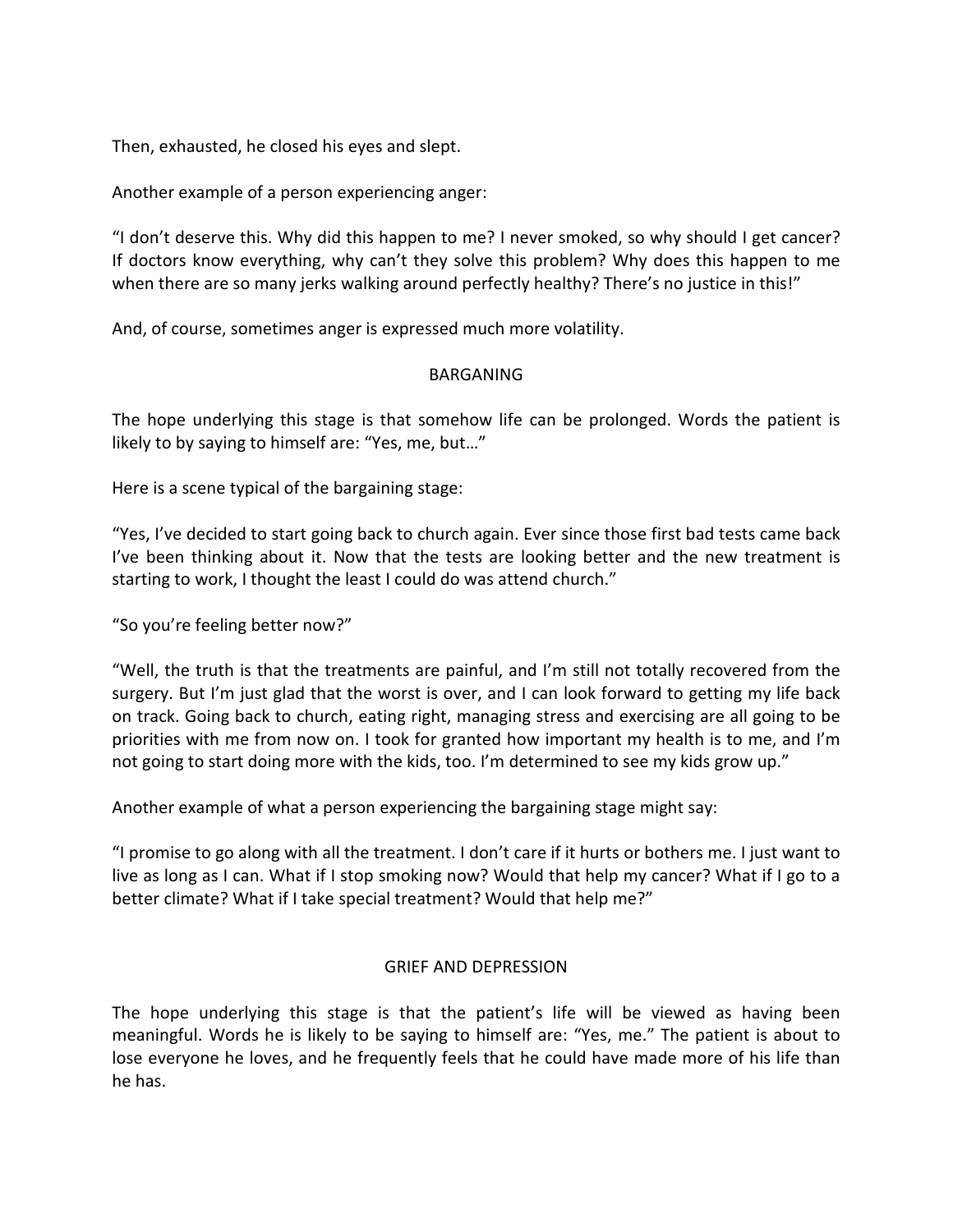Then, exhausted, he closed his eyes and slept.

Another example of a person experiencing anger:

"I don't deserve this. Why did this happen to me? I never smoked, so why should I get cancer? If doctors know everything, why can't they solve this problem? Why does this happen to me when there are so many jerks walking around perfectly healthy? There's no justice in this!"

And, of course, sometimes anger is expressed much more volatility.

## BARGANING

The hope underlying this stage is that somehow life can be prolonged. Words the patient is likely to by saying to himself are: "Yes, me, but…"

Here is a scene typical of the bargaining stage:

"Yes, I've decided to start going back to church again. Ever since those first bad tests came back I've been thinking about it. Now that the tests are looking better and the new treatment is starting to work, I thought the least I could do was attend church."

"So you're feeling better now?"

"Well, the truth is that the treatments are painful, and I'm still not totally recovered from the surgery. But I'm just glad that the worst is over, and I can look forward to getting my life back on track. Going back to church, eating right, managing stress and exercising are all going to be priorities with me from now on. I took for granted how important my health is to me, and I'm not going to start doing more with the kids, too. I'm determined to see my kids grow up."

Another example of what a person experiencing the bargaining stage might say:

"I promise to go along with all the treatment. I don't care if it hurts or bothers me. I just want to live as long as I can. What if I stop smoking now? Would that help my cancer? What if I go to a better climate? What if I take special treatment? Would that help me?"

## GRIEF AND DEPRESSION

The hope underlying this stage is that the patient's life will be viewed as having been meaningful. Words he is likely to be saying to himself are: "Yes, me." The patient is about to lose everyone he loves, and he frequently feels that he could have made more of his life than he has.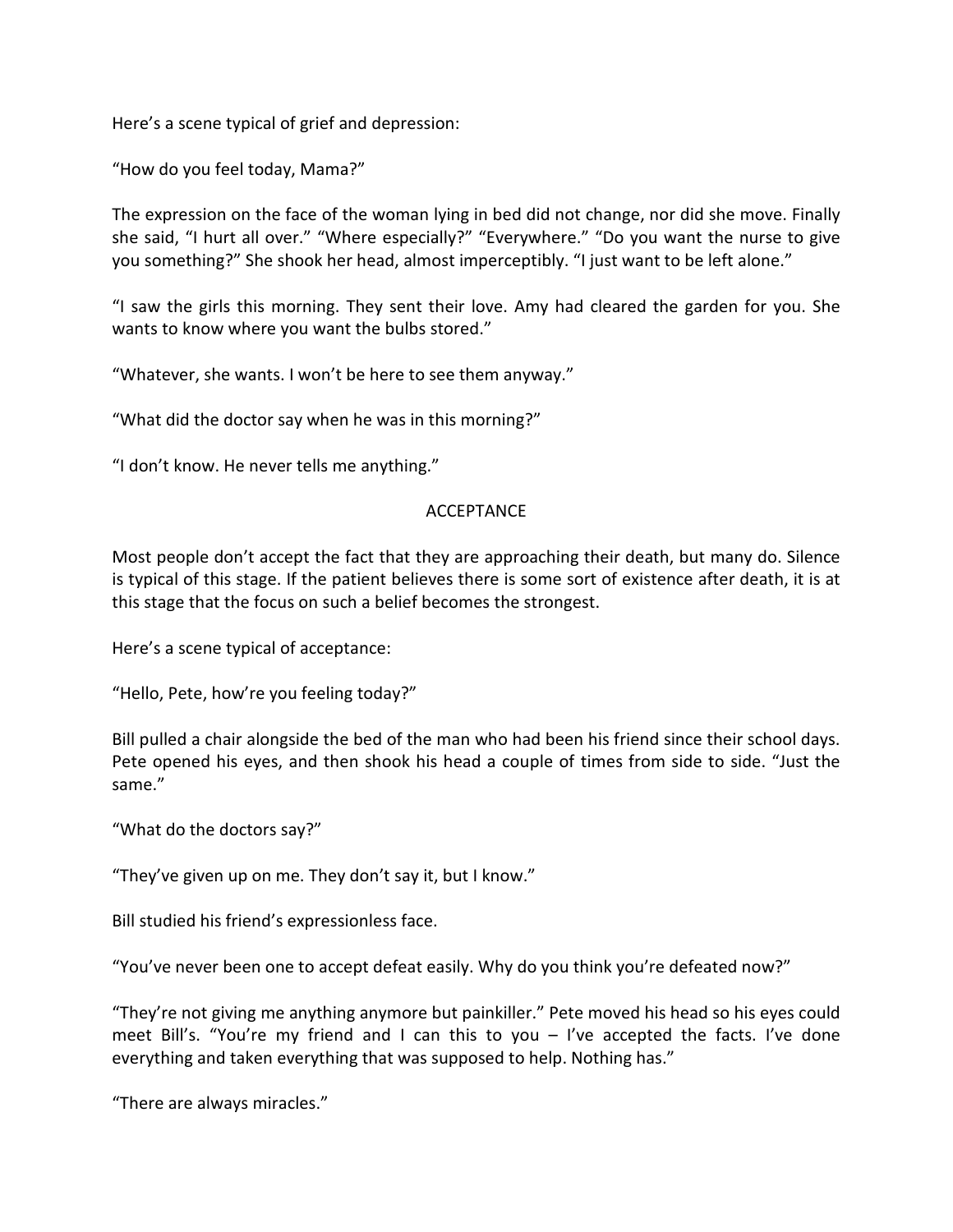Here's a scene typical of grief and depression:

"How do you feel today, Mama?"

The expression on the face of the woman lying in bed did not change, nor did she move. Finally she said, "I hurt all over." "Where especially?" "Everywhere." "Do you want the nurse to give you something?" She shook her head, almost imperceptibly. "I just want to be left alone."

"I saw the girls this morning. They sent their love. Amy had cleared the garden for you. She wants to know where you want the bulbs stored."

"Whatever, she wants. I won't be here to see them anyway."

"What did the doctor say when he was in this morning?"

"I don't know. He never tells me anything."

## ACCEPTANCE

Most people don't accept the fact that they are approaching their death, but many do. Silence is typical of this stage. If the patient believes there is some sort of existence after death, it is at this stage that the focus on such a belief becomes the strongest.

Here's a scene typical of acceptance:

"Hello, Pete, how're you feeling today?"

Bill pulled a chair alongside the bed of the man who had been his friend since their school days. Pete opened his eyes, and then shook his head a couple of times from side to side. "Just the same."

"What do the doctors say?"

"They've given up on me. They don't say it, but I know."

Bill studied his friend's expressionless face.

"You've never been one to accept defeat easily. Why do you think you're defeated now?"

"They're not giving me anything anymore but painkiller." Pete moved his head so his eyes could meet Bill's. "You're my friend and I can this to you – I've accepted the facts. I've done everything and taken everything that was supposed to help. Nothing has."

"There are always miracles."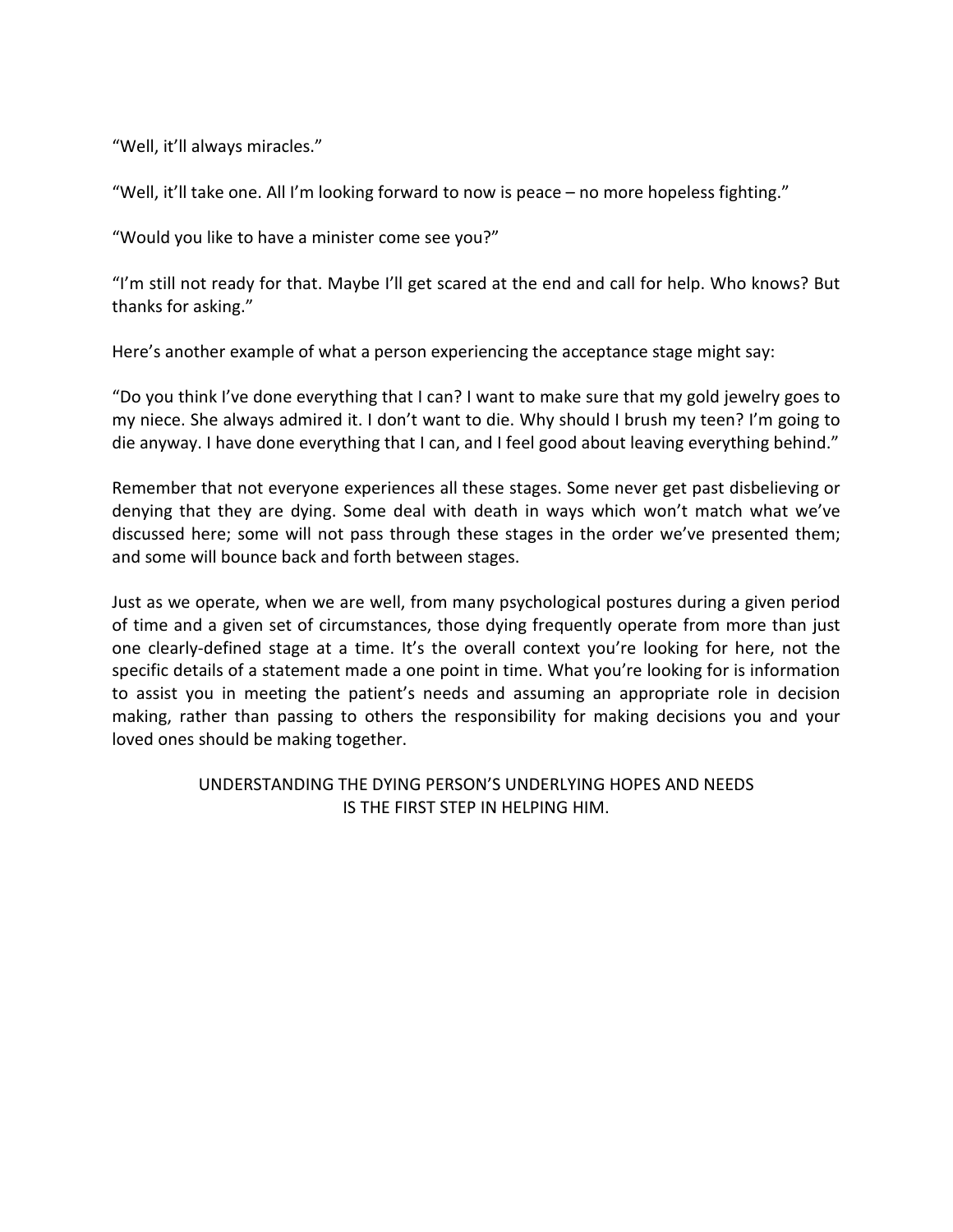"Well, it'll always miracles."

"Well, it'll take one. All I'm looking forward to now is peace – no more hopeless fighting."

"Would you like to have a minister come see you?"

"I'm still not ready for that. Maybe I'll get scared at the end and call for help. Who knows? But thanks for asking."

Here's another example of what a person experiencing the acceptance stage might say:

"Do you think I've done everything that I can? I want to make sure that my gold jewelry goes to my niece. She always admired it. I don't want to die. Why should I brush my teen? I'm going to die anyway. I have done everything that I can, and I feel good about leaving everything behind."

Remember that not everyone experiences all these stages. Some never get past disbelieving or denying that they are dying. Some deal with death in ways which won't match what we've discussed here; some will not pass through these stages in the order we've presented them; and some will bounce back and forth between stages.

Just as we operate, when we are well, from many psychological postures during a given period of time and a given set of circumstances, those dying frequently operate from more than just one clearly-defined stage at a time. It's the overall context you're looking for here, not the specific details of a statement made a one point in time. What you're looking for is information to assist you in meeting the patient's needs and assuming an appropriate role in decision making, rather than passing to others the responsibility for making decisions you and your loved ones should be making together.

UNDERSTANDING THE DYING PERSON'S UNDERLYING HOPES AND NEEDS IS THE FIRST STEP IN HELPING HIM.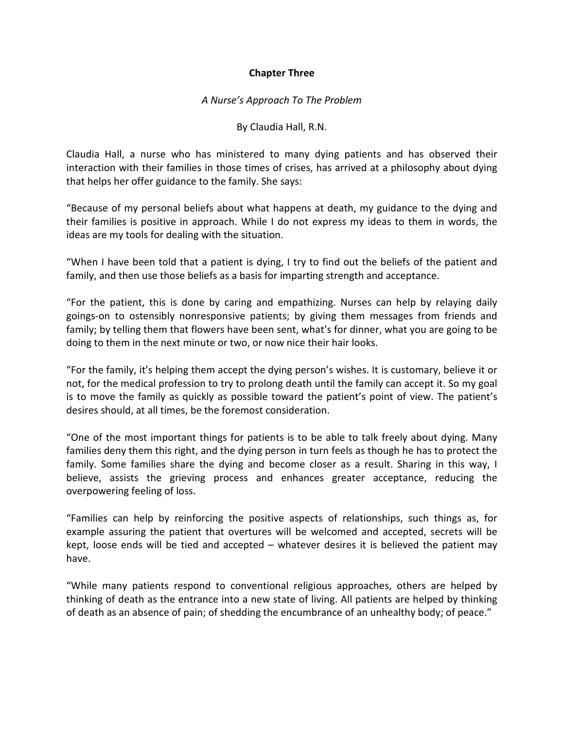# Chapter Three

*A Nurse's Approach To The Problem*

By Claudia Hall, R.N.

Claudia Hall, a nurse who has ministered to many dying patients and has observed their interaction with their families in those times of crises, has arrived at a philosophy about dying that helps her offer guidance to the family. She says:

"Because of my personal beliefs about what happens at death, my guidance to the dying and their families is positive in approach. While I do not express my ideas to them in words, the ideas are my tools for dealing with the situation.

"When I have been told that a patient is dying, I try to find out the beliefs of the patient and family, and then use those beliefs as a basis for imparting strength and acceptance.

"For the patient, this is done by caring and empathizing. Nurses can help by relaying daily goings-on to ostensibly nonresponsive patients; by giving them messages from friends and family; by telling them that flowers have been sent, what's for dinner, what you are going to be doing to them in the next minute or two, or now nice their hair looks.

"For the family, it's helping them accept the dying person's wishes. It is customary, believe it or not, for the medical profession to try to prolong death until the family can accept it. So my goal is to move the family as quickly as possible toward the patient's point of view. The patient's desires should, at all times, be the foremost consideration.

"One of the most important things for patients is to be able to talk freely about dying. Many families deny them this right, and the dying person in turn feels as though he has to protect the family. Some families share the dying and become closer as a result. Sharing in this way, I believe, assists the grieving process and enhances greater acceptance, reducing the overpowering feeling of loss.

"Families can help by reinforcing the positive aspects of relationships, such things as, for example assuring the patient that overtures will be welcomed and accepted, secrets will be kept, loose ends will be tied and accepted – whatever desires it is believed the patient may have.

"While many patients respond to conventional religious approaches, others are helped by thinking of death as the entrance into a new state of living. All patients are helped by thinking of death as an absence of pain; of shedding the encumbrance of an unhealthy body; of peace."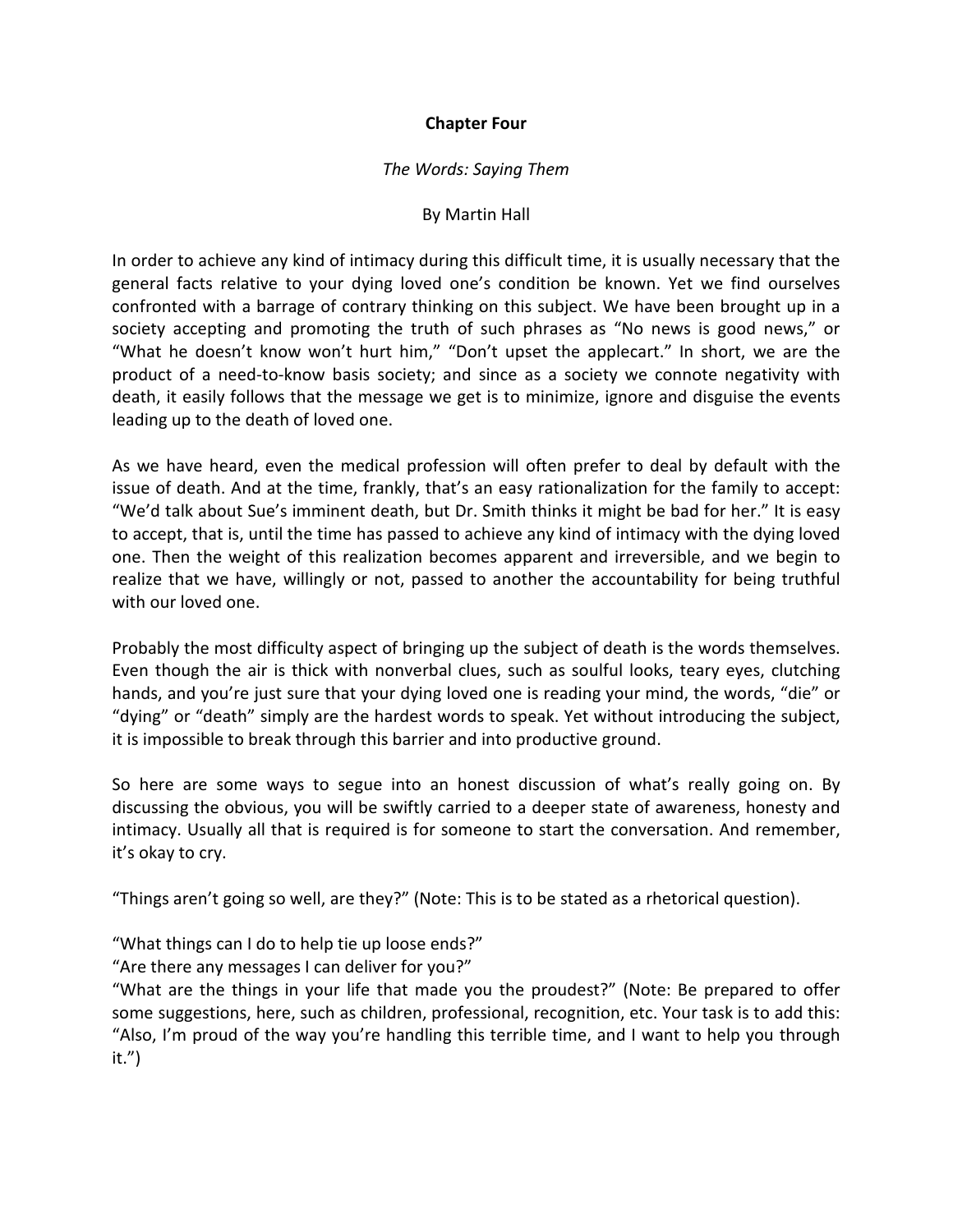**Chapter Four**

*The Words: Saying Them*

By Martin Hall

In order to achieve any kind of intimacy during this difficult time, it is usually necessary that the general facts relative to your dying loved one's condition be known. Yet we find ourselves confronted with a barrage of contrary thinking on this subject. We have been brought up in a society accepting and promoting the truth of such phrases as "No news is good news," or "What he doesn't know won't hurt him," "Don't upset the applecart." In short, we are the product of a need-to-know basis society; and since as a society we connote negativity with death, it easily follows that the message we get is to minimize, ignore and disguise the events leading up to the death of loved one.

As we have heard, even the medical profession will often prefer to deal by default with the issue of death. And at the time, frankly, that's an easy rationalization for the family to accept: "We'd talk about Sue's imminent death, but Dr. Smith thinks it might be bad for her." It is easy to accept, that is, until the time has passed to achieve any kind of intimacy with the dying loved one. Then the weight of this realization becomes apparent and irreversible, and we begin to realize that we have, willingly or not, passed to another the accountability for being truthful with our loved one.

Probably the most difficulty aspect of bringing up the subject of death is the words themselves. Even though the air is thick with nonverbal clues, such as soulful looks, teary eyes, clutching hands, and you're just sure that your dying loved one is reading your mind, the words, "die" or "dying" or "death" simply are the hardest words to speak. Yet without introducing the subject, it is impossible to break through this barrier and into productive ground.

So here are some ways to segue into an honest discussion of what's really going on. By discussing the obvious, you will be swiftly carried to a deeper state of awareness, honesty and intimacy. Usually all that is required is for someone to start the conversation. And remember, it's okay to cry.

"Things aren't going so well, are they?" (Note: This is to be stated as a rhetorical question).

"What things can I do to help tie up loose ends?"
"Are there any messages I can deliver for you?"
"What are the things in your life that made you the proudest?" (Note: Be prepared to offer some suggestions, here, such as children, professional, recognition, etc. Your task is to add this: "Also, I'm proud of the way you're handling this terrible time, and I want to help you through it.")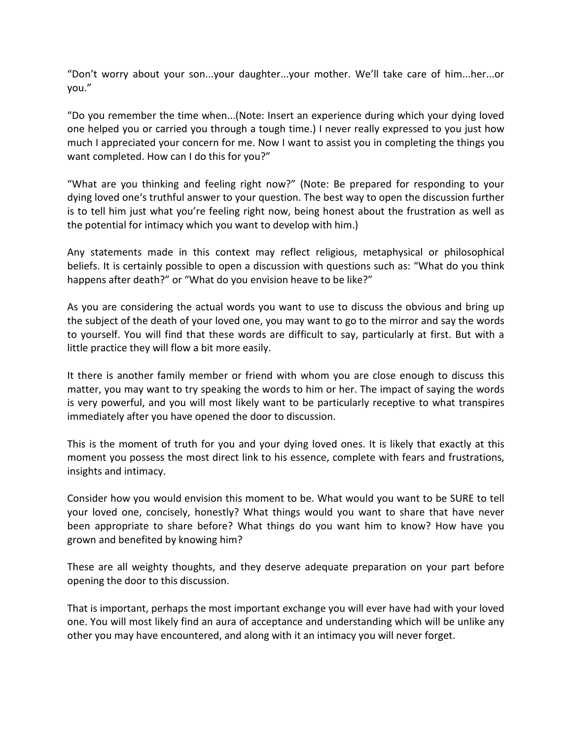"Don't worry about your son...your daughter...your mother. We'll take care of him...her...or you."

"Do you remember the time when...(Note: Insert an experience during which your dying loved one helped you or carried you through a tough time.) I never really expressed to you just how much I appreciated your concern for me. Now I want to assist you in completing the things you want completed. How can I do this for you?"

"What are you thinking and feeling right now?" (Note: Be prepared for responding to your dying loved one's truthful answer to your question. The best way to open the discussion further is to tell him just what you're feeling right now, being honest about the frustration as well as the potential for intimacy which you want to develop with him.)

Any statements made in this context may reflect religious, metaphysical or philosophical beliefs. It is certainly possible to open a discussion with questions such as: "What do you think happens after death?" or "What do you envision heave to be like?"

As you are considering the actual words you want to use to discuss the obvious and bring up the subject of the death of your loved one, you may want to go to the mirror and say the words to yourself. You will find that these words are difficult to say, particularly at first. But with a little practice they will flow a bit more easily.

It there is another family member or friend with whom you are close enough to discuss this matter, you may want to try speaking the words to him or her. The impact of saying the words is very powerful, and you will most likely want to be particularly receptive to what transpires immediately after you have opened the door to discussion.

This is the moment of truth for you and your dying loved ones. It is likely that exactly at this moment you possess the most direct link to his essence, complete with fears and frustrations, insights and intimacy.

Consider how you would envision this moment to be. What would you want to be SURE to tell your loved one, concisely, honestly? What things would you want to share that have never been appropriate to share before? What things do you want him to know? How have you grown and benefited by knowing him?

These are all weighty thoughts, and they deserve adequate preparation on your part before opening the door to this discussion.

That is important, perhaps the most important exchange you will ever have had with your loved one. You will most likely find an aura of acceptance and understanding which will be unlike any other you may have encountered, and along with it an intimacy you will never forget.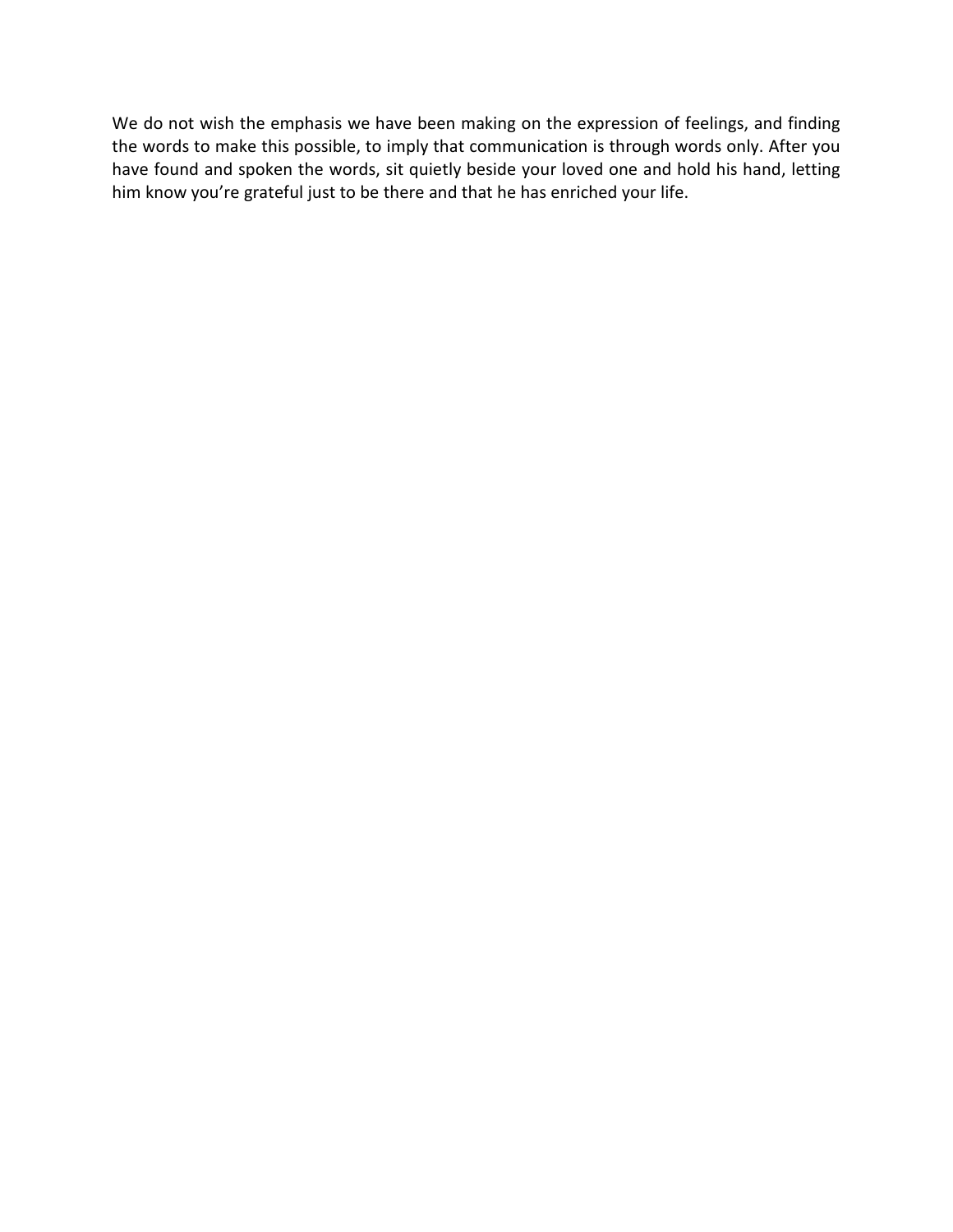We do not wish the emphasis we have been making on the expression of feelings, and finding the words to make this possible, to imply that communication is through words only. After you have found and spoken the words, sit quietly beside your loved one and hold his hand, letting him know you're grateful just to be there and that he has enriched your life.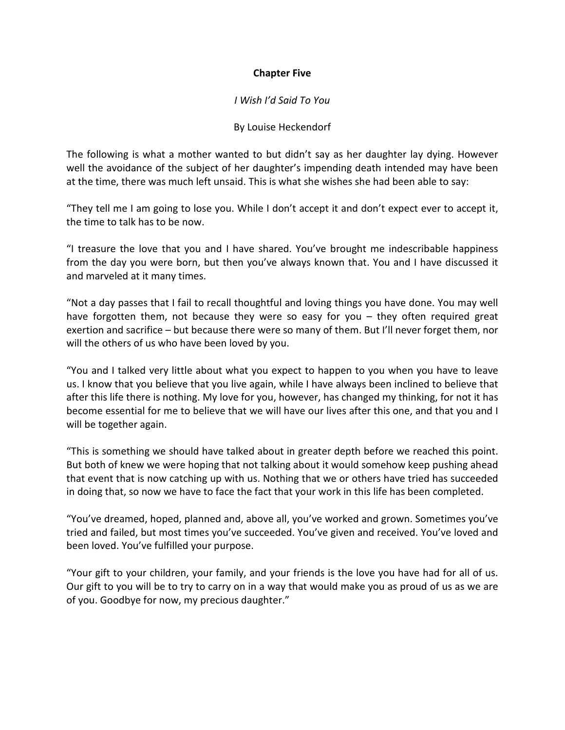## Chapter Five

*I Wish I'd Said To You*

By Louise Heckendorf

The following is what a mother wanted to but didn't say as her daughter lay dying. However well the avoidance of the subject of her daughter's impending death intended may have been at the time, there was much left unsaid. This is what she wishes she had been able to say:

"They tell me I am going to lose you. While I don't accept it and don't expect ever to accept it, the time to talk has to be now.

"I treasure the love that you and I have shared. You've brought me indescribable happiness from the day you were born, but then you've always known that. You and I have discussed it and marveled at it many times.

"Not a day passes that I fail to recall thoughtful and loving things you have done. You may well have forgotten them, not because they were so easy for you – they often required great exertion and sacrifice – but because there were so many of them. But I'll never forget them, nor will the others of us who have been loved by you.

"You and I talked very little about what you expect to happen to you when you have to leave us. I know that you believe that you live again, while I have always been inclined to believe that after this life there is nothing. My love for you, however, has changed my thinking, for not it has become essential for me to believe that we will have our lives after this one, and that you and I will be together again.

"This is something we should have talked about in greater depth before we reached this point. But both of knew we were hoping that not talking about it would somehow keep pushing ahead that event that is now catching up with us. Nothing that we or others have tried has succeeded in doing that, so now we have to face the fact that your work in this life has been completed.

"You've dreamed, hoped, planned and, above all, you've worked and grown. Sometimes you've tried and failed, but most times you've succeeded. You've given and received. You've loved and been loved. You've fulfilled your purpose.

"Your gift to your children, your family, and your friends is the love you have had for all of us. Our gift to you will be to try to carry on in a way that would make you as proud of us as we are of you. Goodbye for now, my precious daughter."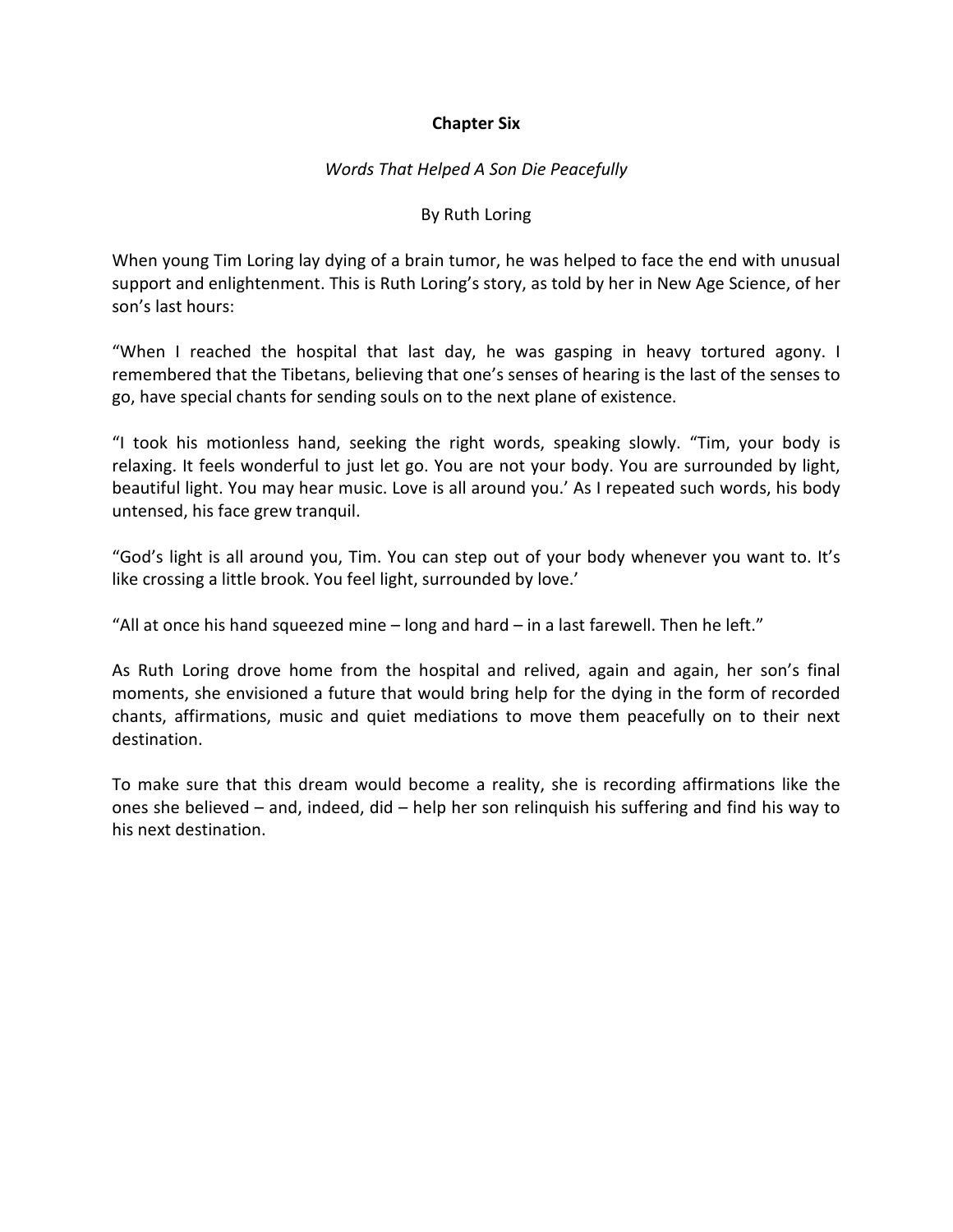## Chapter Six

*Words That Helped A Son Die Peacefully*

By Ruth Loring

When young Tim Loring lay dying of a brain tumor, he was helped to face the end with unusual support and enlightenment. This is Ruth Loring's story, as told by her in New Age Science, of her son's last hours:

"When I reached the hospital that last day, he was gasping in heavy tortured agony. I remembered that the Tibetans, believing that one's senses of hearing is the last of the senses to go, have special chants for sending souls on to the next plane of existence.

"I took his motionless hand, seeking the right words, speaking slowly. "Tim, your body is relaxing. It feels wonderful to just let go. You are not your body. You are surrounded by light, beautiful light. You may hear music. Love is all around you.' As I repeated such words, his body untensed, his face grew tranquil.

"God's light is all around you, Tim. You can step out of your body whenever you want to. It's like crossing a little brook. You feel light, surrounded by love.'

"All at once his hand squeezed mine – long and hard – in a last farewell. Then he left."

As Ruth Loring drove home from the hospital and relived, again and again, her son's final moments, she envisioned a future that would bring help for the dying in the form of recorded chants, affirmations, music and quiet mediations to move them peacefully on to their next destination.

To make sure that this dream would become a reality, she is recording affirmations like the ones she believed – and, indeed, did – help her son relinquish his suffering and find his way to his next destination.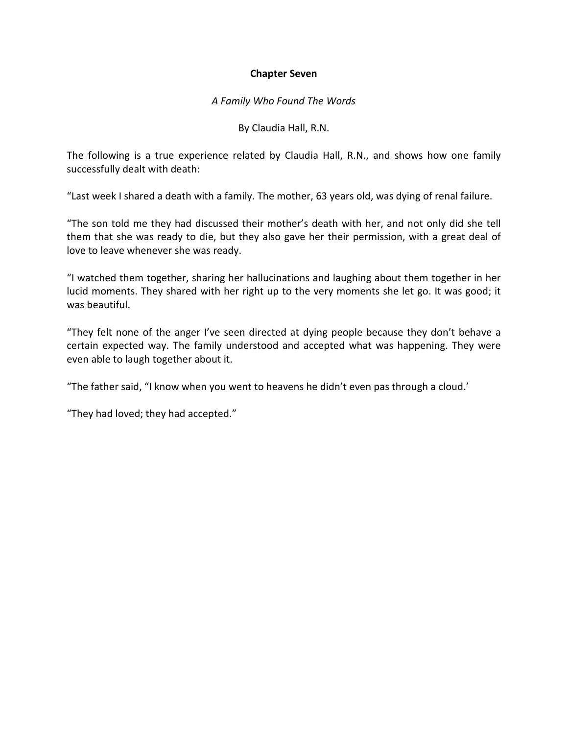**Chapter Seven**

*A Family Who Found The Words*

By Claudia Hall, R.N.

The following is a true experience related by Claudia Hall, R.N., and shows how one family successfully dealt with death:

“Last week I shared a death with a family. The mother, 63 years old, was dying of renal failure.

“The son told me they had discussed their mother’s death with her, and not only did she tell them that she was ready to die, but they also gave her their permission, with a great deal of love to leave whenever she was ready.

“I watched them together, sharing her hallucinations and laughing about them together in her lucid moments. They shared with her right up to the very moments she let go. It was good; it was beautiful.

“They felt none of the anger I’ve seen directed at dying people because they don’t behave a certain expected way. The family understood and accepted what was happening. They were even able to laugh together about it.

“The father said, “I know when you went to heavens he didn’t even pas through a cloud.’

“They had loved; they had accepted.”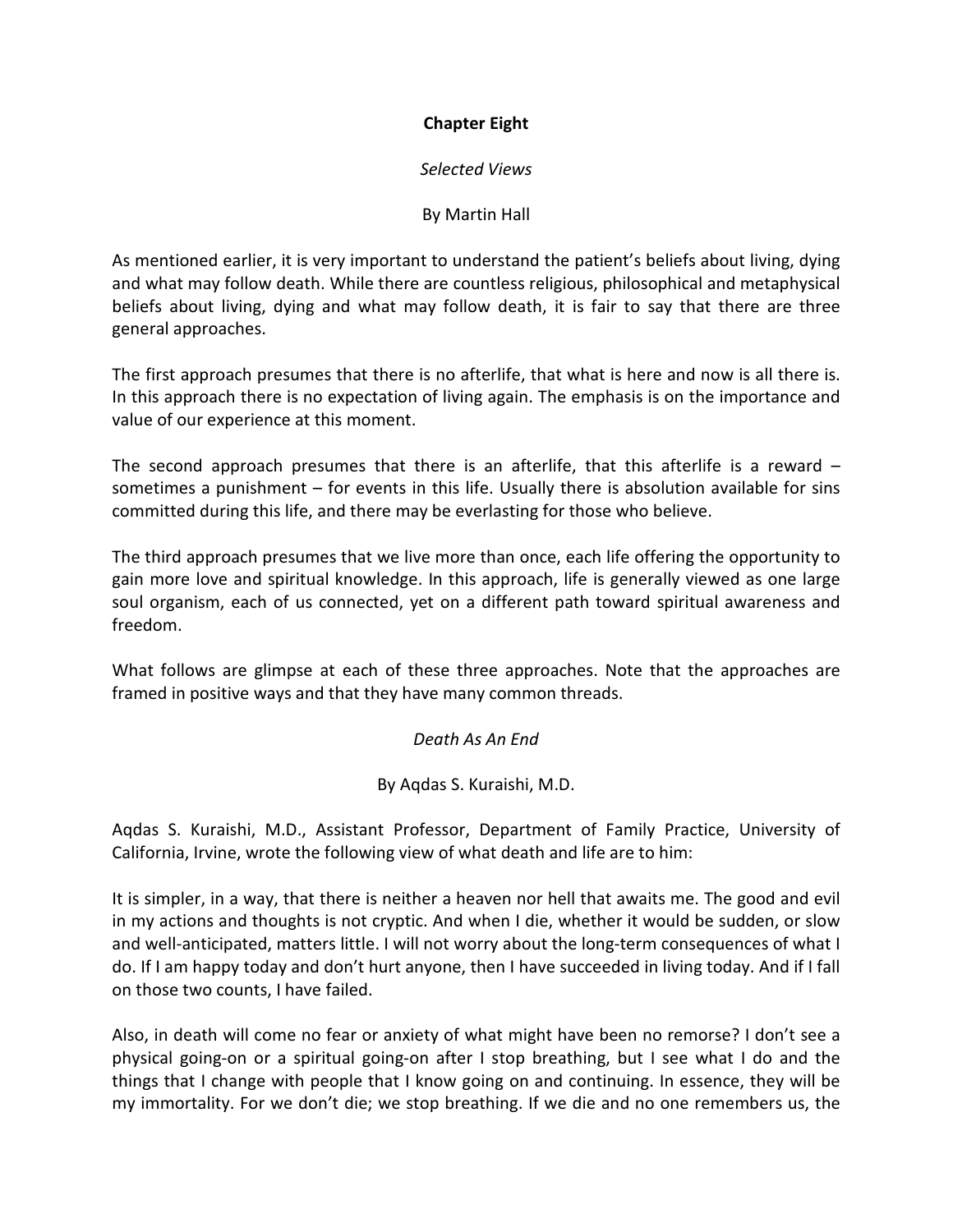**Chapter Eight**

*Selected Views*

By Martin Hall

As mentioned earlier, it is very important to understand the patient's beliefs about living, dying and what may follow death. While there are countless religious, philosophical and metaphysical beliefs about living, dying and what may follow death, it is fair to say that there are three general approaches.

The first approach presumes that there is no afterlife, that what is here and now is all there is. In this approach there is no expectation of living again. The emphasis is on the importance and value of our experience at this moment.

The second approach presumes that there is an afterlife, that this afterlife is a reward – sometimes a punishment – for events in this life. Usually there is absolution available for sins committed during this life, and there may be everlasting for those who believe.

The third approach presumes that we live more than once, each life offering the opportunity to gain more love and spiritual knowledge. In this approach, life is generally viewed as one large soul organism, each of us connected, yet on a different path toward spiritual awareness and freedom.

What follows are glimpse at each of these three approaches. Note that the approaches are framed in positive ways and that they have many common threads.

*Death As An End*

By Aqdas S. Kuraishi, M.D.

Aqdas S. Kuraishi, M.D., Assistant Professor, Department of Family Practice, University of California, Irvine, wrote the following view of what death and life are to him:

It is simpler, in a way, that there is neither a heaven nor hell that awaits me. The good and evil in my actions and thoughts is not cryptic. And when I die, whether it would be sudden, or slow and well-anticipated, matters little. I will not worry about the long-term consequences of what I do. If I am happy today and don't hurt anyone, then I have succeeded in living today. And if I fall on those two counts, I have failed.

Also, in death will come no fear or anxiety of what might have been no remorse? I don't see a physical going-on or a spiritual going-on after I stop breathing, but I see what I do and the things that I change with people that I know going on and continuing. In essence, they will be my immortality. For we don't die; we stop breathing. If we die and no one remembers us, the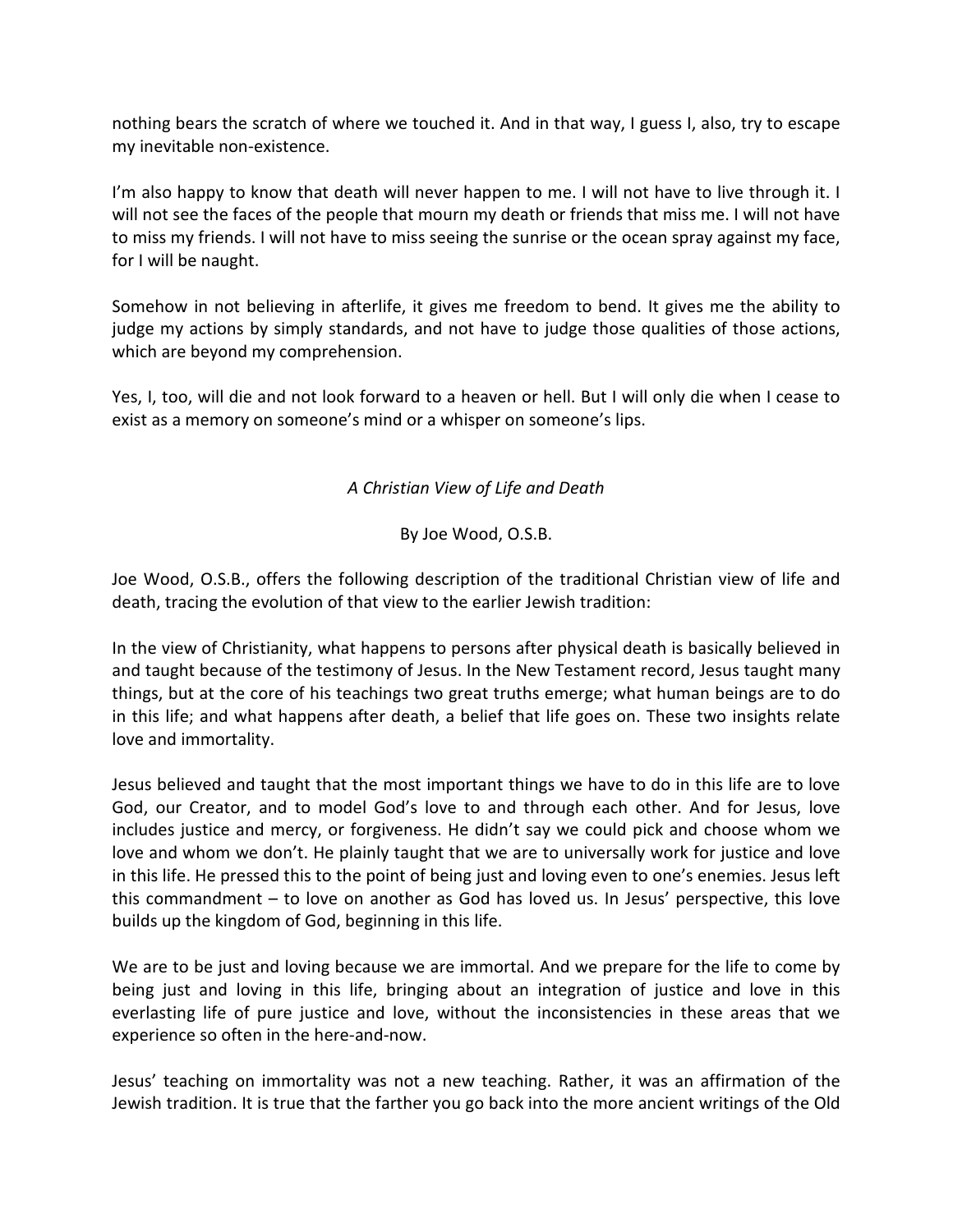nothing bears the scratch of where we touched it. And in that way, I guess I, also, try to escape my inevitable non-existence.

I'm also happy to know that death will never happen to me. I will not have to live through it. I will not see the faces of the people that mourn my death or friends that miss me. I will not have to miss my friends. I will not have to miss seeing the sunrise or the ocean spray against my face, for I will be naught.

Somehow in not believing in afterlife, it gives me freedom to bend. It gives me the ability to judge my actions by simply standards, and not have to judge those qualities of those actions, which are beyond my comprehension.

Yes, I, too, will die and not look forward to a heaven or hell. But I will only die when I cease to exist as a memory on someone's mind or a whisper on someone's lips.

*A Christian View of Life and Death*

By Joe Wood, O.S.B.

Joe Wood, O.S.B., offers the following description of the traditional Christian view of life and death, tracing the evolution of that view to the earlier Jewish tradition:

In the view of Christianity, what happens to persons after physical death is basically believed in and taught because of the testimony of Jesus. In the New Testament record, Jesus taught many things, but at the core of his teachings two great truths emerge; what human beings are to do in this life; and what happens after death, a belief that life goes on. These two insights relate love and immortality.

Jesus believed and taught that the most important things we have to do in this life are to love God, our Creator, and to model God's love to and through each other. And for Jesus, love includes justice and mercy, or forgiveness. He didn't say we could pick and choose whom we love and whom we don't. He plainly taught that we are to universally work for justice and love in this life. He pressed this to the point of being just and loving even to one's enemies. Jesus left this commandment – to love on another as God has loved us. In Jesus' perspective, this love builds up the kingdom of God, beginning in this life.

We are to be just and loving because we are immortal. And we prepare for the life to come by being just and loving in this life, bringing about an integration of justice and love in this everlasting life of pure justice and love, without the inconsistencies in these areas that we experience so often in the here-and-now.

Jesus' teaching on immortality was not a new teaching. Rather, it was an affirmation of the Jewish tradition. It is true that the farther you go back into the more ancient writings of the Old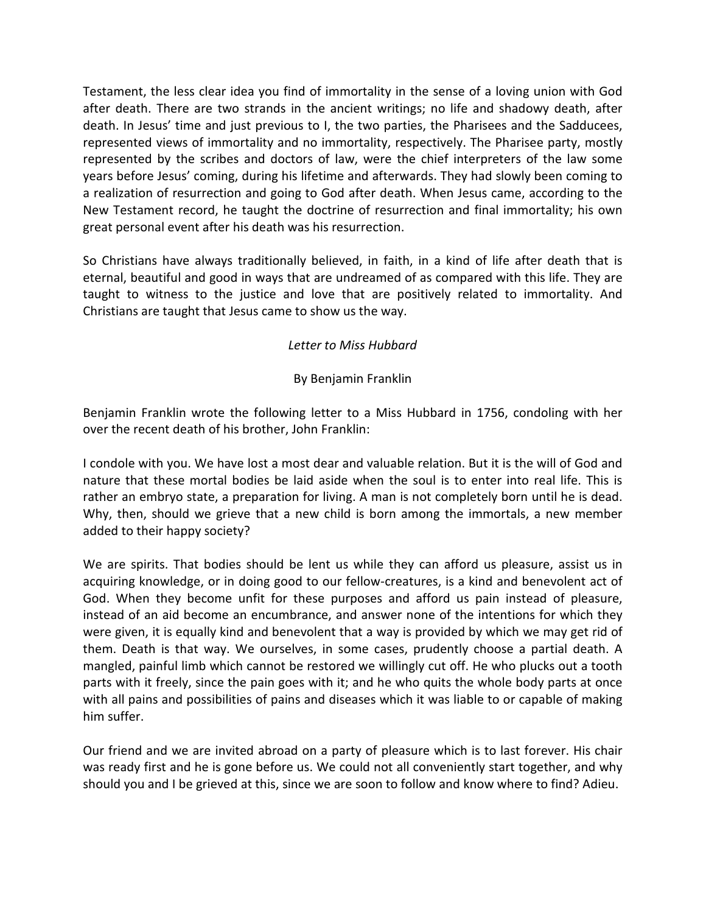Testament, the less clear idea you find of immortality in the sense of a loving union with God after death. There are two strands in the ancient writings; no life and shadowy death, after death. In Jesus' time and just previous to I, the two parties, the Pharisees and the Sadducees, represented views of immortality and no immortality, respectively. The Pharisee party, mostly represented by the scribes and doctors of law, were the chief interpreters of the law some years before Jesus' coming, during his lifetime and afterwards. They had slowly been coming to a realization of resurrection and going to God after death. When Jesus came, according to the New Testament record, he taught the doctrine of resurrection and final immortality; his own great personal event after his death was his resurrection.

So Christians have always traditionally believed, in faith, in a kind of life after death that is eternal, beautiful and good in ways that are undreamed of as compared with this life. They are taught to witness to the justice and love that are positively related to immortality. And Christians are taught that Jesus came to show us the way.

*Letter to Miss Hubbard*

By Benjamin Franklin

Benjamin Franklin wrote the following letter to a Miss Hubbard in 1756, condoling with her over the recent death of his brother, John Franklin:

I condole with you. We have lost a most dear and valuable relation. But it is the will of God and nature that these mortal bodies be laid aside when the soul is to enter into real life. This is rather an embryo state, a preparation for living. A man is not completely born until he is dead. Why, then, should we grieve that a new child is born among the immortals, a new member added to their happy society?

We are spirits. That bodies should be lent us while they can afford us pleasure, assist us in acquiring knowledge, or in doing good to our fellow-creatures, is a kind and benevolent act of God. When they become unfit for these purposes and afford us pain instead of pleasure, instead of an aid become an encumbrance, and answer none of the intentions for which they were given, it is equally kind and benevolent that a way is provided by which we may get rid of them. Death is that way. We ourselves, in some cases, prudently choose a partial death. A mangled, painful limb which cannot be restored we willingly cut off. He who plucks out a tooth parts with it freely, since the pain goes with it; and he who quits the whole body parts at once with all pains and possibilities of pains and diseases which it was liable to or capable of making him suffer.

Our friend and we are invited abroad on a party of pleasure which is to last forever. His chair was ready first and he is gone before us. We could not all conveniently start together, and why should you and I be grieved at this, since we are soon to follow and know where to find? Adieu.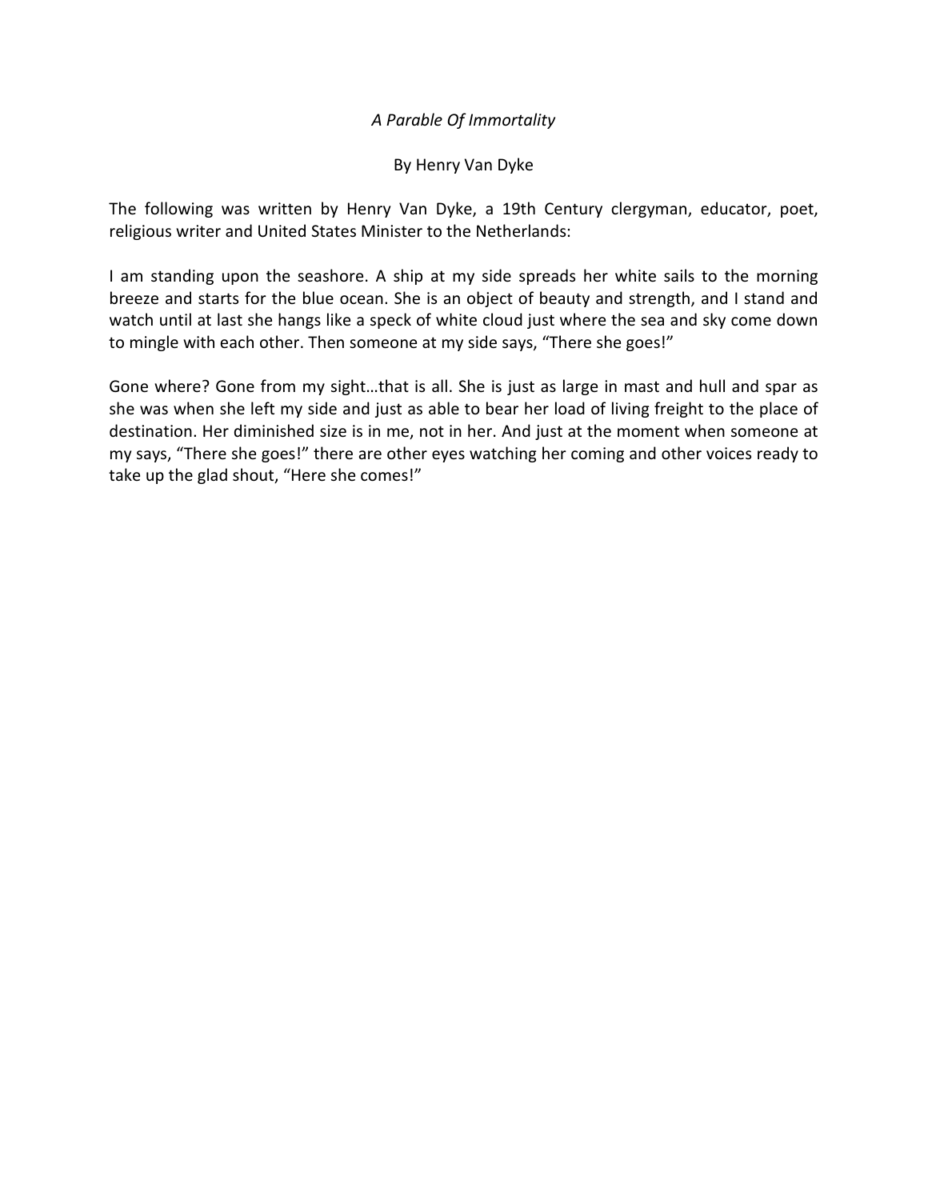*A Parable Of Immortality*

By Henry Van Dyke

The following was written by Henry Van Dyke, a 19th Century clergyman, educator, poet, religious writer and United States Minister to the Netherlands:

I am standing upon the seashore. A ship at my side spreads her white sails to the morning breeze and starts for the blue ocean. She is an object of beauty and strength, and I stand and watch until at last she hangs like a speck of white cloud just where the sea and sky come down to mingle with each other. Then someone at my side says, "There she goes!"

Gone where? Gone from my sight…that is all. She is just as large in mast and hull and spar as she was when she left my side and just as able to bear her load of living freight to the place of destination. Her diminished size is in me, not in her. And just at the moment when someone at my says, "There she goes!" there are other eyes watching her coming and other voices ready to take up the glad shout, "Here she comes!"